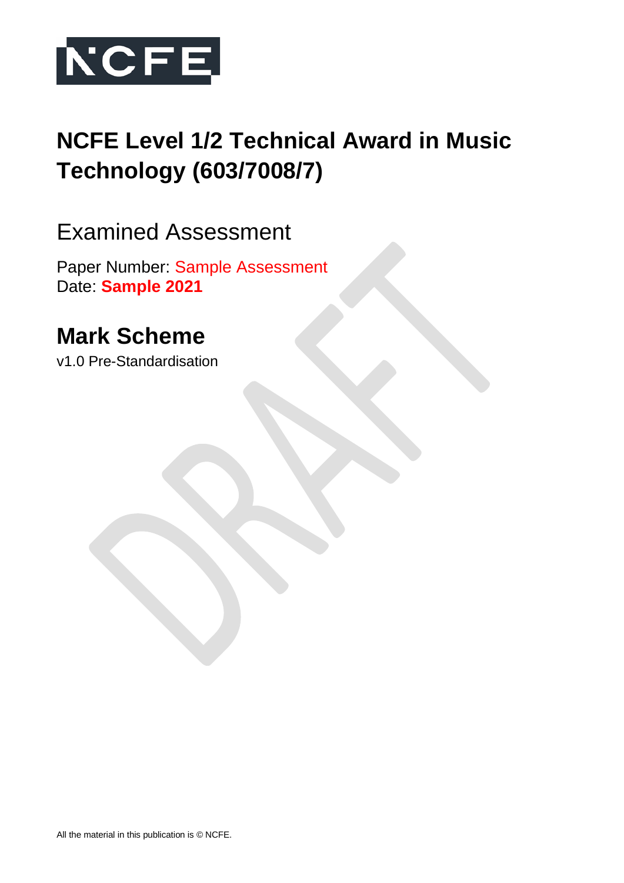NCFE

# NCFE Level 1/2 Technical Award in Music Technology (603/7008/7)

## Examined Assessment

Paper Number: Sample Assessment
Date: **Sample 2021**

## Mark Scheme

v1.0 Pre-Standardisation

All the material in this publication is © NCFE.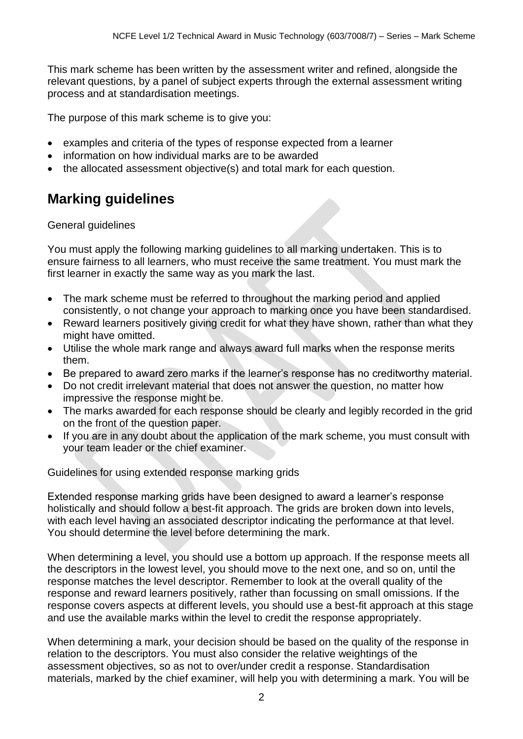This mark scheme has been written by the assessment writer and refined, alongside the relevant questions, by a panel of subject experts through the external assessment writing process and at standardisation meetings.

The purpose of this mark scheme is to give you:

- examples and criteria of the types of response expected from a learner
- information on how individual marks are to be awarded
- the allocated assessment objective(s) and total mark for each question.

## Marking guidelines

General guidelines

You must apply the following marking guidelines to all marking undertaken. This is to ensure fairness to all learners, who must receive the same treatment. You must mark the first learner in exactly the same way as you mark the last.

- The mark scheme must be referred to throughout the marking period and applied consistently, o not change your approach to marking once you have been standardised.
- Reward learners positively giving credit for what they have shown, rather than what they might have omitted.
- Utilise the whole mark range and always award full marks when the response merits them.
- Be prepared to award zero marks if the learner's response has no creditworthy material.
- Do not credit irrelevant material that does not answer the question, no matter how impressive the response might be.
- The marks awarded for each response should be clearly and legibly recorded in the grid on the front of the question paper.
- If you are in any doubt about the application of the mark scheme, you must consult with your team leader or the chief examiner.

Guidelines for using extended response marking grids

Extended response marking grids have been designed to award a learner's response holistically and should follow a best-fit approach. The grids are broken down into levels, with each level having an associated descriptor indicating the performance at that level. You should determine the level before determining the mark.

When determining a level, you should use a bottom up approach. If the response meets all the descriptors in the lowest level, you should move to the next one, and so on, until the response matches the level descriptor. Remember to look at the overall quality of the response and reward learners positively, rather than focussing on small omissions. If the response covers aspects at different levels, you should use a best-fit approach at this stage and use the available marks within the level to credit the response appropriately.

When determining a mark, your decision should be based on the quality of the response in relation to the descriptors. You must also consider the relative weightings of the assessment objectives, so as not to over/under credit a response. Standardisation materials, marked by the chief examiner, will help you with determining a mark. You will be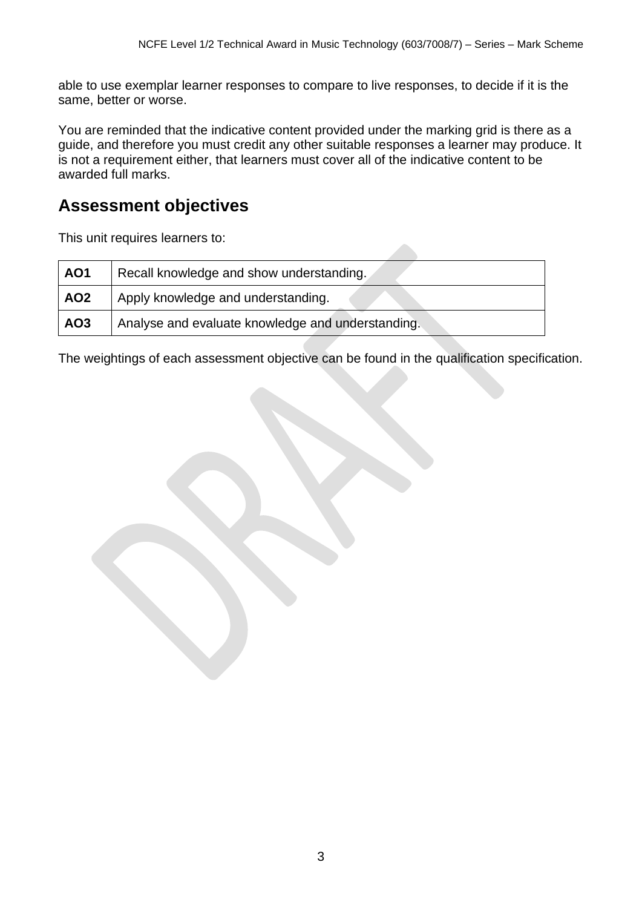able to use exemplar learner responses to compare to live responses, to decide if it is the same, better or worse.

You are reminded that the indicative content provided under the marking grid is there as a guide, and therefore you must credit any other suitable responses a learner may produce. It is not a requirement either, that learners must cover all of the indicative content to be awarded full marks.

## Assessment objectives

This unit requires learners to:

| | |
|---|---|
| **AO1** | Recall knowledge and show understanding. |
| **AO2** | Apply knowledge and understanding. |
| **AO3** | Analyse and evaluate knowledge and understanding. |

The weightings of each assessment objective can be found in the qualification specification.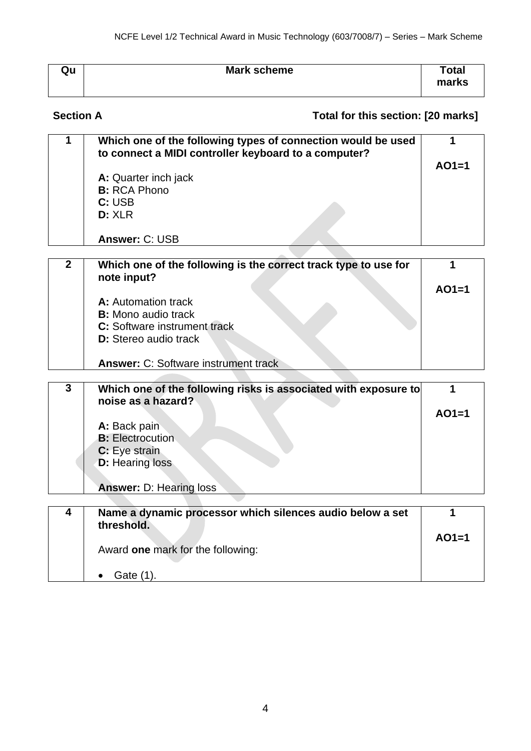| Qu | Mark scheme | Total marks |
|---|---|---|

**Section A** **Total for this section: [20 marks]**

| | | |
|---|---|---|
| **1** | **Which one of the following types of connection would be used to connect a MIDI controller keyboard to a computer?**<br><br>**A:** Quarter inch jack<br>**B:** RCA Phono<br>**C:** USB<br>**D:** XLR<br><br>**Answer:** C: USB | **1**<br><br>**AO1=1** |

| | | |
|---|---|---|
| **2** | **Which one of the following is the correct track type to use for note input?**<br><br>**A:** Automation track<br>**B:** Mono audio track<br>**C:** Software instrument track<br>**D:** Stereo audio track<br><br>**Answer:** C: Software instrument track | **1**<br><br>**AO1=1** |

| | | |
|---|---|---|
| **3** | **Which one of the following risks is associated with exposure to noise as a hazard?**<br><br>**A:** Back pain<br>**B:** Electrocution<br>**C:** Eye strain<br>**D:** Hearing loss<br><br>**Answer:** D: Hearing loss | **1**<br><br>**AO1=1** |

| | | |
|---|---|---|
| **4** | **Name a dynamic processor which silences audio below a set threshold.**<br><br>Award **one** mark for the following:<br><br>• Gate (1). | **1**<br><br>**AO1=1** |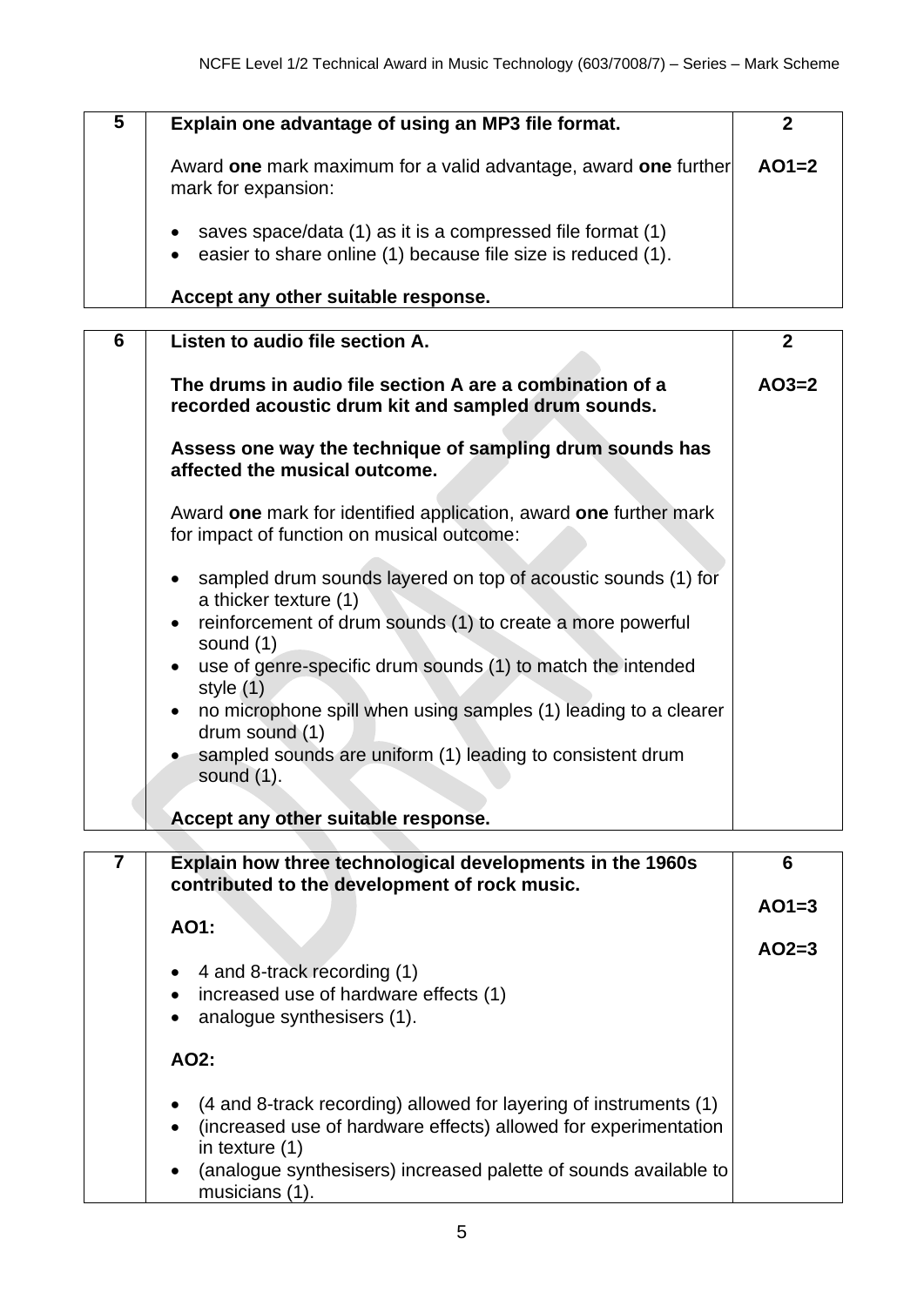| | | |
|---|---|---|
| **5** | **Explain one advantage of using an MP3 file format.**<br><br>Award **one** mark maximum for a valid advantage, award **one** further mark for expansion:<br><br>• saves space/data (1) as it is a compressed file format (1)<br>• easier to share online (1) because file size is reduced (1).<br><br>**Accept any other suitable response.** | **2**<br><br>**AO1=2** |
| **6** | **Listen to audio file section A.**<br><br>**The drums in audio file section A are a combination of a recorded acoustic drum kit and sampled drum sounds.**<br><br>**Assess one way the technique of sampling drum sounds has affected the musical outcome.**<br><br>Award **one** mark for identified application, award **one** further mark for impact of function on musical outcome:<br><br>• sampled drum sounds layered on top of acoustic sounds (1) for a thicker texture (1)<br>• reinforcement of drum sounds (1) to create a more powerful sound (1)<br>• use of genre-specific drum sounds (1) to match the intended style (1)<br>• no microphone spill when using samples (1) leading to a clearer drum sound (1)<br>• sampled sounds are uniform (1) leading to consistent drum sound (1).<br><br>**Accept any other suitable response.** | **2**<br><br>**AO3=2** |
| **7** | **Explain how three technological developments in the 1960s contributed to the development of rock music.**<br><br>**AO1:**<br><br>• 4 and 8-track recording (1)<br>• increased use of hardware effects (1)<br>• analogue synthesisers (1).<br><br>**AO2:**<br><br>• (4 and 8-track recording) allowed for layering of instruments (1)<br>• (increased use of hardware effects) allowed for experimentation in texture (1)<br>• (analogue synthesisers) increased palette of sounds available to musicians (1). | **6**<br><br>**AO1=3**<br><br>**AO2=3** |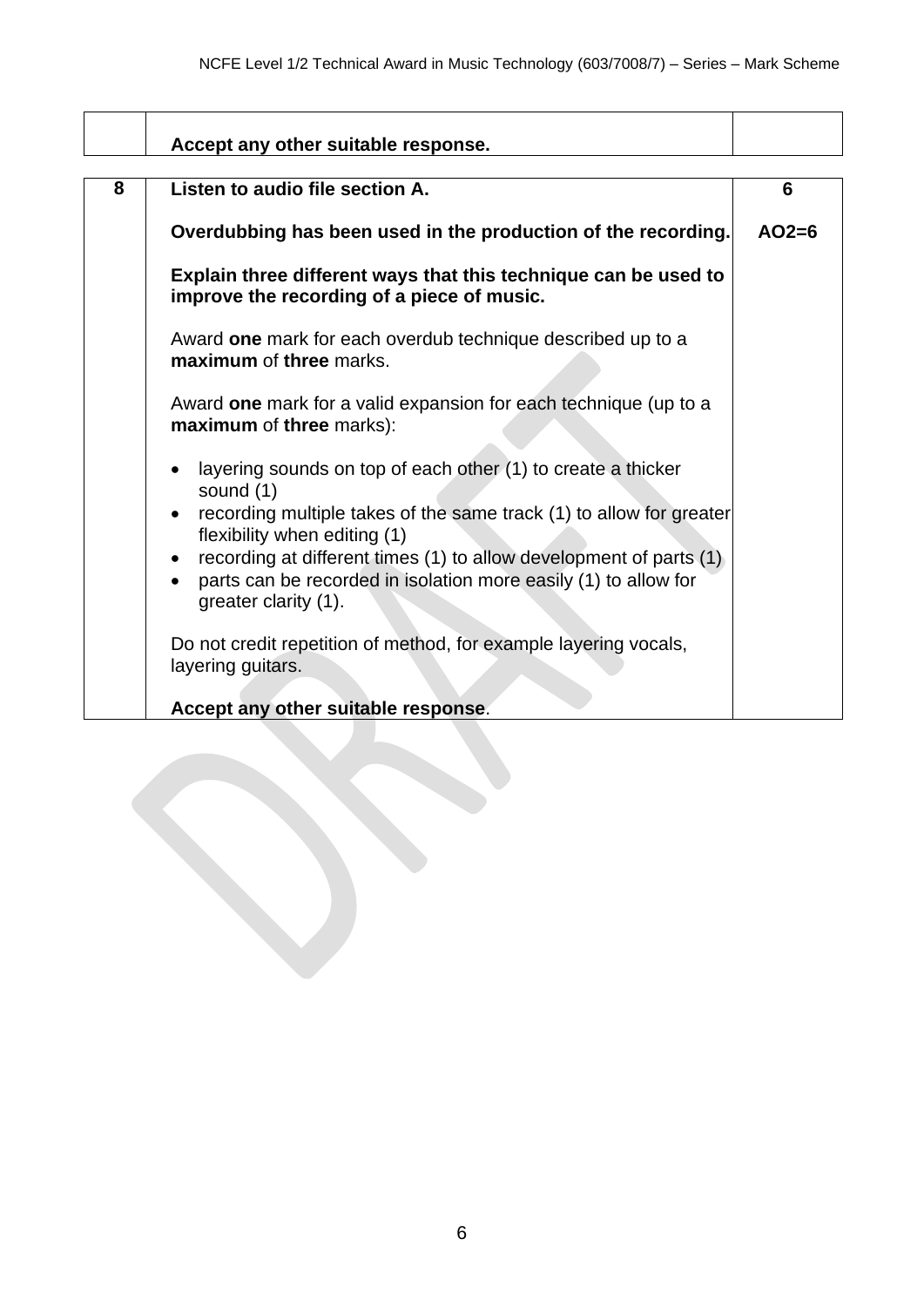| | | |
|---|---|---|
| | **Accept any other suitable response.** | |

| | | |
|---|---|---|
| **8** | **Listen to audio file section A.**<br><br>**Overdubbing has been used in the production of the recording.**<br><br>**Explain three different ways that this technique can be used to improve the recording of a piece of music.**<br><br>Award **one** mark for each overdub technique described up to a **maximum** of **three** marks.<br><br>Award **one** mark for a valid expansion for each technique (up to a **maximum** of **three** marks):<br><br>• layering sounds on top of each other (1) to create a thicker sound (1)<br>• recording multiple takes of the same track (1) to allow for greater flexibility when editing (1)<br>• recording at different times (1) to allow development of parts (1)<br>• parts can be recorded in isolation more easily (1) to allow for greater clarity (1).<br><br>Do not credit repetition of method, for example layering vocals, layering guitars.<br><br>**Accept any other suitable response**. | **6**<br><br>**AO2=6** |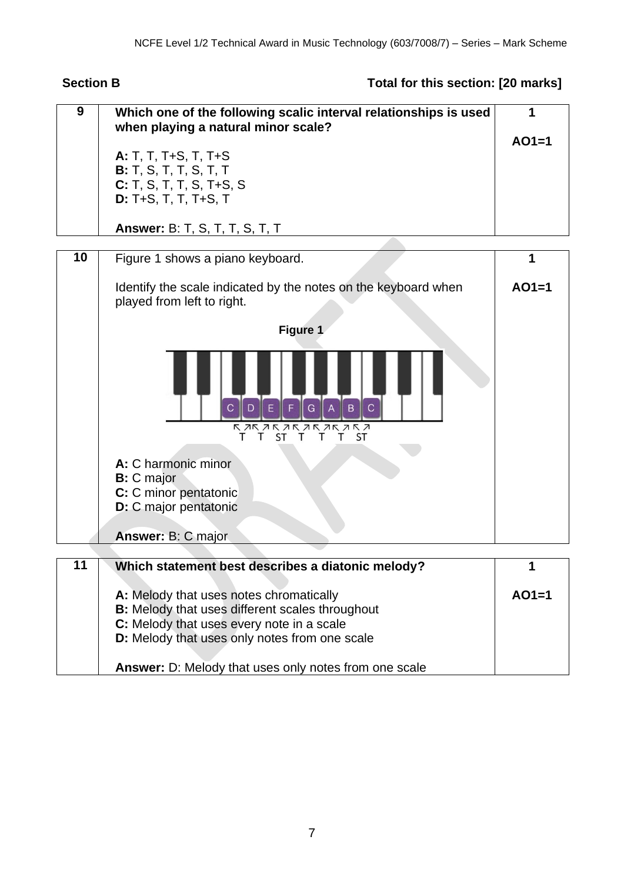**Section B** **Total for this section: [20 marks]**

| | | |
|---|---|---|
| **9** | **Which one of the following scalic interval relationships is used when playing a natural minor scale?**<br><br>**A:** T, T, T+S, T, T+S<br>**B:** T, S, T, T, S, T, T<br>**C:** T, S, T, T, S, T+S, S<br>**D:** T+S, T, T, T+S, T<br><br>**Answer:** B: T, S, T, T, S, T, T | **1**<br><br>**AO1=1** |

| | | |
|---|---|---|
| **10** | Figure 1 shows a piano keyboard.<br><br>Identify the scale indicated by the notes on the keyboard when played from left to right.<br><br>**Figure 1**<br><br>C D E F G A B C<br>T T ST T T T ST<br><br>**A:** C harmonic minor<br>**B:** C major<br>**C:** C minor pentatonic<br>**D:** C major pentatonic<br><br>**Answer:** B: C major | **1**<br><br>**AO1=1** |

| | | |
|---|---|---|
| **11** | **Which statement best describes a diatonic melody?**<br><br>**A:** Melody that uses notes chromatically<br>**B:** Melody that uses different scales throughout<br>**C:** Melody that uses every note in a scale<br>**D:** Melody that uses only notes from one scale<br><br>**Answer:** D: Melody that uses only notes from one scale | **1**<br><br>**AO1=1** |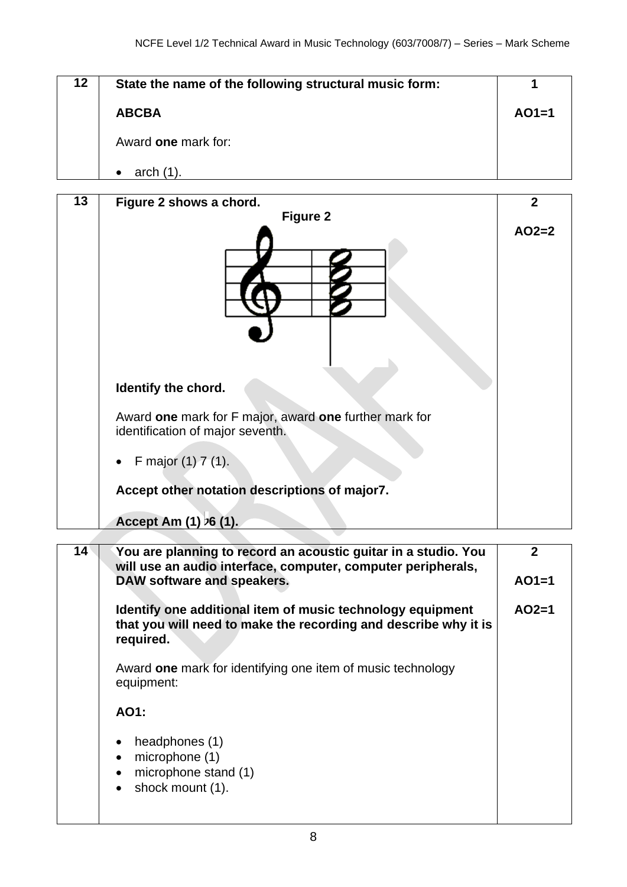| | | |
|---|---|---|
| **12** | **State the name of the following structural music form:**<br><br>**ABCBA**<br><br>Award **one** mark for:<br><br>• arch (1). | **1**<br><br>**AO1=1** |
| **13** | **Figure 2 shows a chord.**<br>**Figure 2**<br><br>**Identify the chord.**<br><br>Award **one** mark for F major, award **one** further mark for identification of major seventh.<br><br>• F major (1) 7 (1).<br><br>**Accept other notation descriptions of major7.**<br><br>**Accept Am (1) ♭6 (1).** | **2**<br><br>**AO2=2** |
| **14** | **You are planning to record an acoustic guitar in a studio. You will use an audio interface, computer, computer peripherals, DAW software and speakers.**<br><br>**Identify one additional item of music technology equipment that you will need to make the recording and describe why it is required.**<br><br>Award **one** mark for identifying one item of music technology equipment:<br><br>**AO1:**<br><br>• headphones (1)<br>• microphone (1)<br>• microphone stand (1)<br>• shock mount (1). | **2**<br><br>**AO1=1**<br><br>**AO2=1** |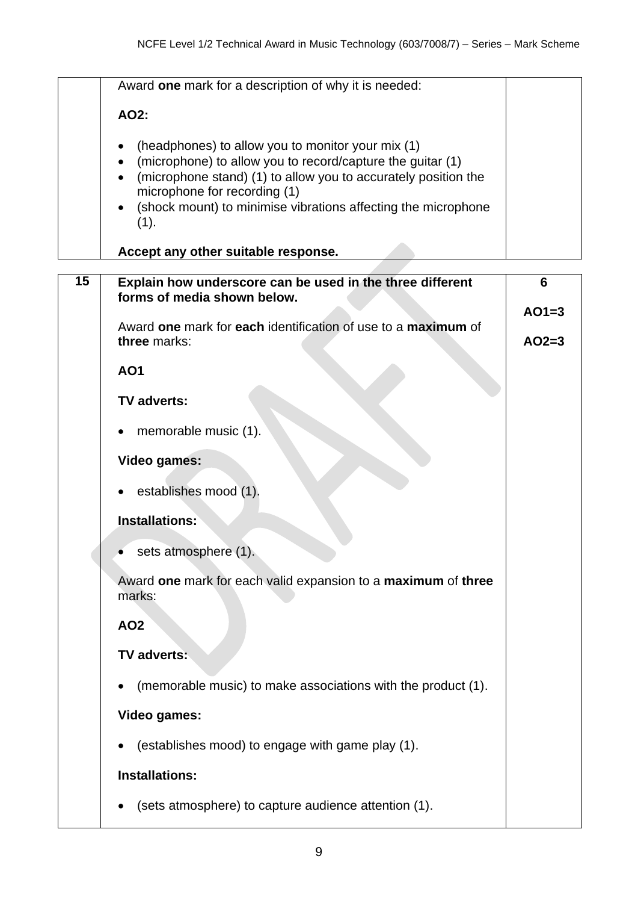| | | |
|---|---|---|
| | Award **one** mark for a description of why it is needed:<br><br>**AO2:**<br><br>• (headphones) to allow you to monitor your mix (1)<br>• (microphone) to allow you to record/capture the guitar (1)<br>• (microphone stand) (1) to allow you to accurately position the microphone for recording (1)<br>• (shock mount) to minimise vibrations affecting the microphone (1).<br><br>**Accept any other suitable response.** | |

| | | |
|---|---|---|
| **15** | **Explain how underscore can be used in the three different forms of media shown below.**<br><br>Award **one** mark for **each** identification of use to a **maximum** of **three** marks:<br><br>**AO1**<br><br>**TV adverts:**<br><br>• memorable music (1).<br><br>**Video games:**<br><br>• establishes mood (1).<br><br>**Installations:**<br><br>• sets atmosphere (1).<br><br>Award **one** mark for each valid expansion to a **maximum** of **three** marks:<br><br>**AO2**<br><br>**TV adverts:**<br><br>• (memorable music) to make associations with the product (1).<br><br>**Video games:**<br><br>• (establishes mood) to engage with game play (1).<br><br>**Installations:**<br><br>• (sets atmosphere) to capture audience attention (1). | **6**<br><br>**AO1=3**<br><br>**AO2=3** |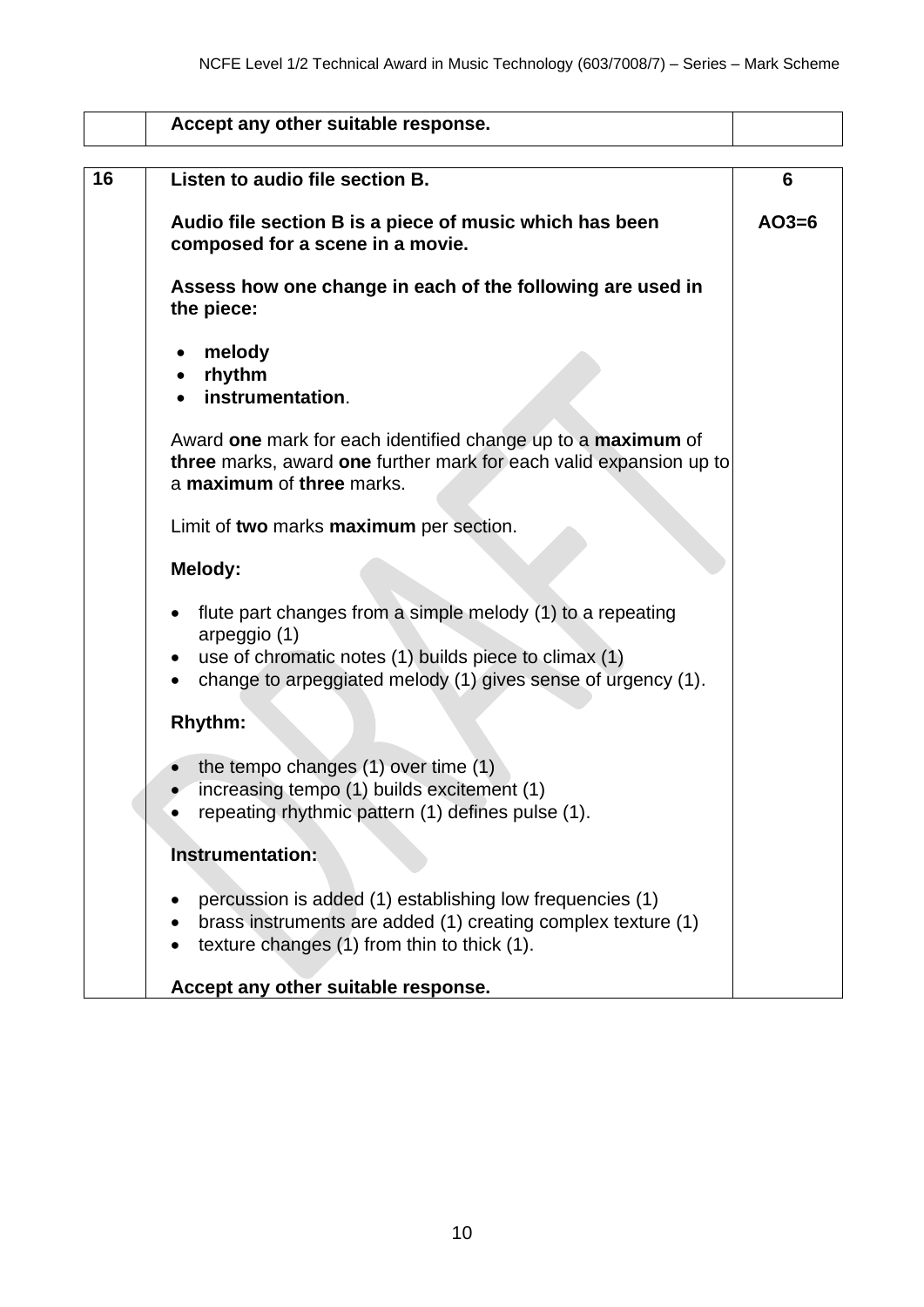| | Accept any other suitable response. | |
|---|---|---|

| | | |
|---|---|---|
| **16** | **Listen to audio file section B.**<br><br>**Audio file section B is a piece of music which has been composed for a scene in a movie.**<br><br>**Assess how one change in each of the following are used in the piece:**<br><br>• **melody**<br>• **rhythm**<br>• **instrumentation**.<br><br>Award **one** mark for each identified change up to a **maximum** of **three** marks, award **one** further mark for each valid expansion up to a **maximum** of **three** marks.<br><br>Limit of **two** marks **maximum** per section.<br><br>**Melody:**<br><br>• flute part changes from a simple melody (1) to a repeating arpeggio (1)<br>• use of chromatic notes (1) builds piece to climax (1)<br>• change to arpeggiated melody (1) gives sense of urgency (1).<br><br>**Rhythm:**<br><br>• the tempo changes (1) over time (1)<br>• increasing tempo (1) builds excitement (1)<br>• repeating rhythmic pattern (1) defines pulse (1).<br><br>**Instrumentation:**<br><br>• percussion is added (1) establishing low frequencies (1)<br>• brass instruments are added (1) creating complex texture (1)<br>• texture changes (1) from thin to thick (1).<br><br>**Accept any other suitable response.** | **6**<br><br>**AO3=6** |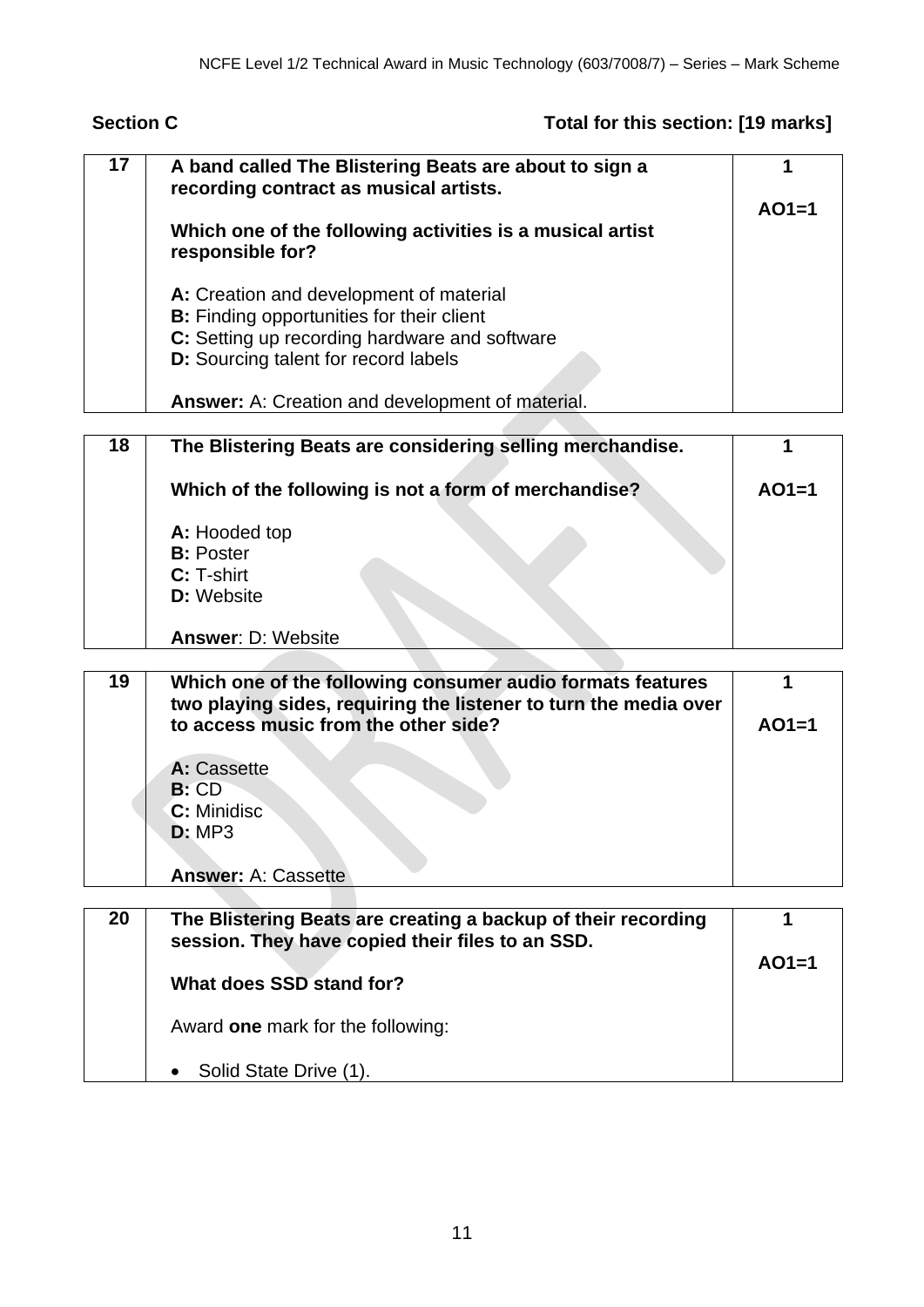## Section C

**Total for this section: [19 marks]**

| | | |
|---|---|---|
| **17** | **A band called The Blistering Beats are about to sign a recording contract as musical artists.**<br><br>**Which one of the following activities is a musical artist responsible for?**<br><br>**A:** Creation and development of material<br>**B:** Finding opportunities for their client<br>**C:** Setting up recording hardware and software<br>**D:** Sourcing talent for record labels<br><br>**Answer:** A: Creation and development of material. | **1**<br><br>**AO1=1** |
| **18** | **The Blistering Beats are considering selling merchandise.**<br><br>**Which of the following is not a form of merchandise?**<br><br>**A:** Hooded top<br>**B:** Poster<br>**C:** T-shirt<br>**D:** Website<br><br>**Answer**: D: Website | **1**<br><br>**AO1=1** |
| **19** | **Which one of the following consumer audio formats features two playing sides, requiring the listener to turn the media over to access music from the other side?**<br><br>**A:** Cassette<br>**B:** CD<br>**C:** Minidisc<br>**D:** MP3<br><br>**Answer:** A: Cassette | **1**<br><br>**AO1=1** |
| **20** | **The Blistering Beats are creating a backup of their recording session. They have copied their files to an SSD.**<br><br>**What does SSD stand for?**<br><br>Award **one** mark for the following:<br><br>• Solid State Drive (1). | **1**<br><br>**AO1=1** |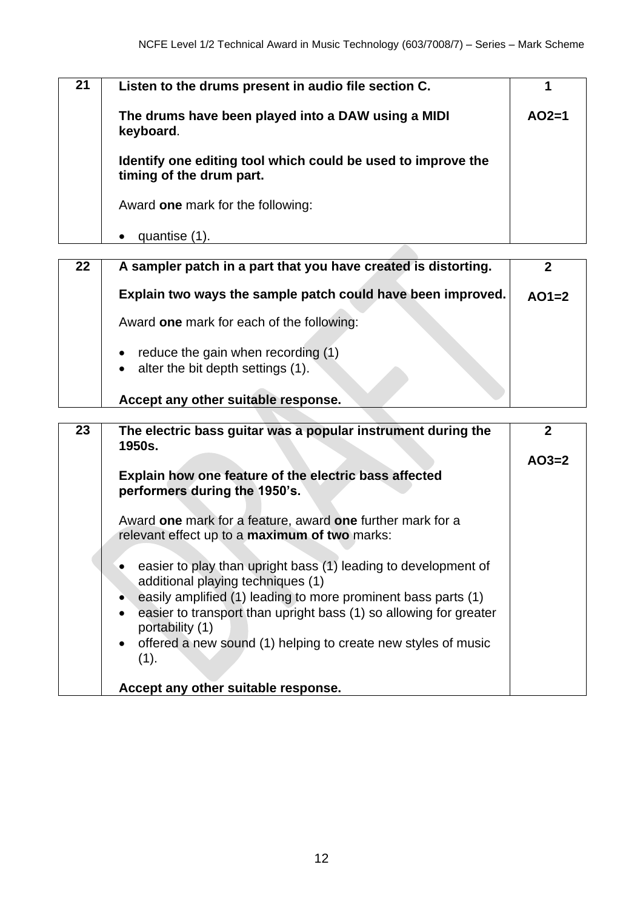| 21 | **Listen to the drums present in audio file section C.**<br><br>**The drums have been played into a DAW using a MIDI keyboard**.<br><br>**Identify one editing tool which could be used to improve the timing of the drum part.**<br><br>Award **one** mark for the following:<br><br>• quantise (1). | **1**<br><br>**AO2=1** |
|---|---|---|

| 22 | **A sampler patch in a part that you have created is distorting.**<br><br>**Explain two ways the sample patch could have been improved.**<br><br>Award **one** mark for each of the following:<br><br>• reduce the gain when recording (1)<br>• alter the bit depth settings (1).<br><br>**Accept any other suitable response.** | **2**<br><br>**AO1=2** |
|---|---|---|

| 23 | **The electric bass guitar was a popular instrument during the 1950s.**<br><br>**Explain how one feature of the electric bass affected performers during the 1950's.**<br><br>Award **one** mark for a feature, award **one** further mark for a relevant effect up to a **maximum of two** marks:<br><br>• easier to play than upright bass (1) leading to development of additional playing techniques (1)<br>• easily amplified (1) leading to more prominent bass parts (1)<br>• easier to transport than upright bass (1) so allowing for greater portability (1)<br>• offered a new sound (1) helping to create new styles of music (1).<br><br>**Accept any other suitable response.** | **2**<br><br>**AO3=2** |
|---|---|---|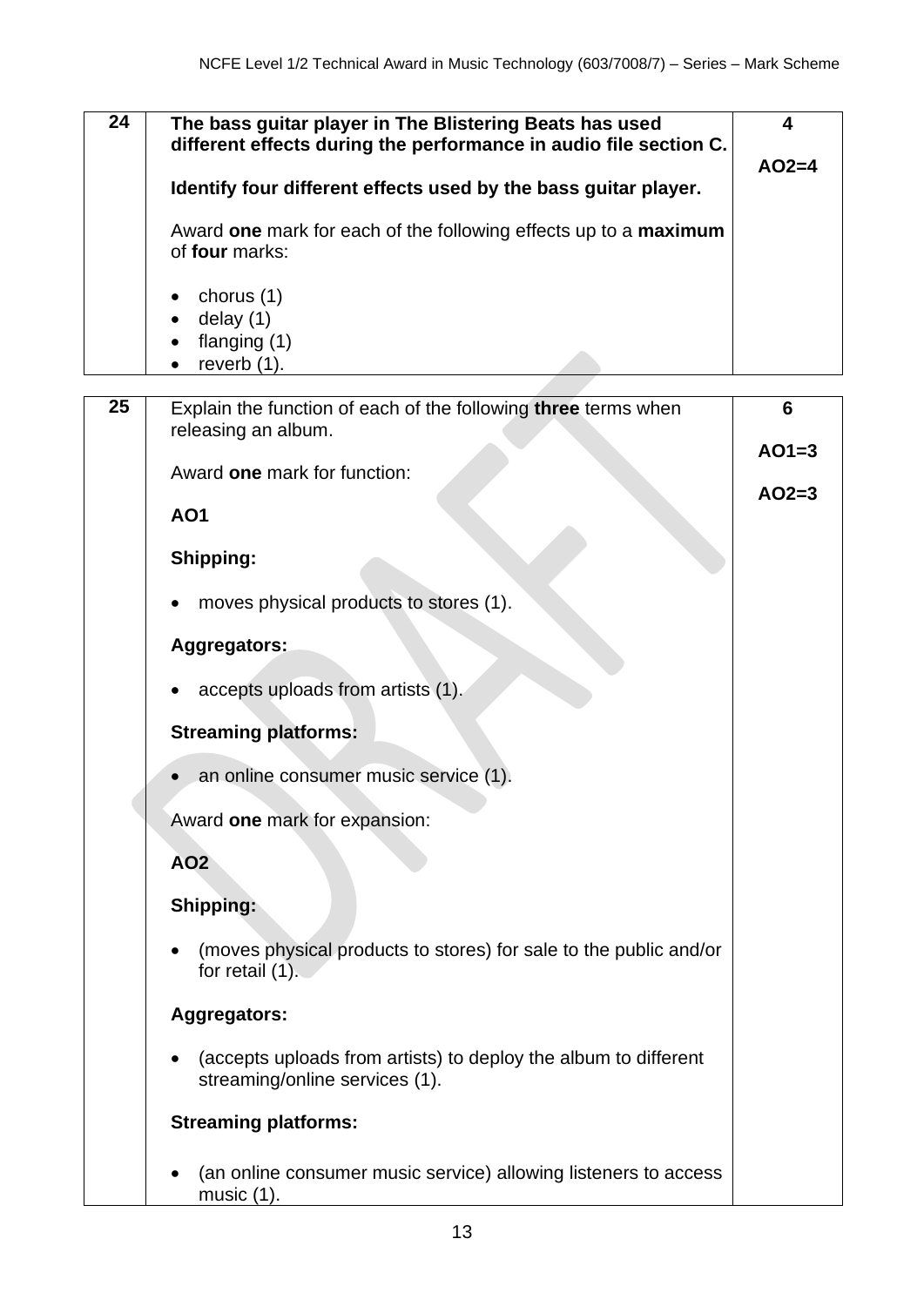| | | |
|---|---|---|
| **24** | **The bass guitar player in The Blistering Beats has used different effects during the performance in audio file section C.**<br><br>**Identify four different effects used by the bass guitar player.**<br><br>Award **one** mark for each of the following effects up to a **maximum** of **four** marks:<br><br>• chorus (1)<br>• delay (1)<br>• flanging (1)<br>• reverb (1). | **4**<br><br>**AO2=4** |

| | | |
|---|---|---|
| **25** | Explain the function of each of the following **three** terms when releasing an album.<br><br>Award **one** mark for function:<br><br>**AO1**<br><br>**Shipping:**<br><br>• moves physical products to stores (1).<br><br>**Aggregators:**<br><br>• accepts uploads from artists (1).<br><br>**Streaming platforms:**<br><br>• an online consumer music service (1).<br><br>Award **one** mark for expansion:<br><br>**AO2**<br><br>**Shipping:**<br><br>• (moves physical products to stores) for sale to the public and/or for retail (1).<br><br>**Aggregators:**<br><br>• (accepts uploads from artists) to deploy the album to different streaming/online services (1).<br><br>**Streaming platforms:**<br><br>• (an online consumer music service) allowing listeners to access music (1). | **6**<br><br>**AO1=3**<br><br>**AO2=3** |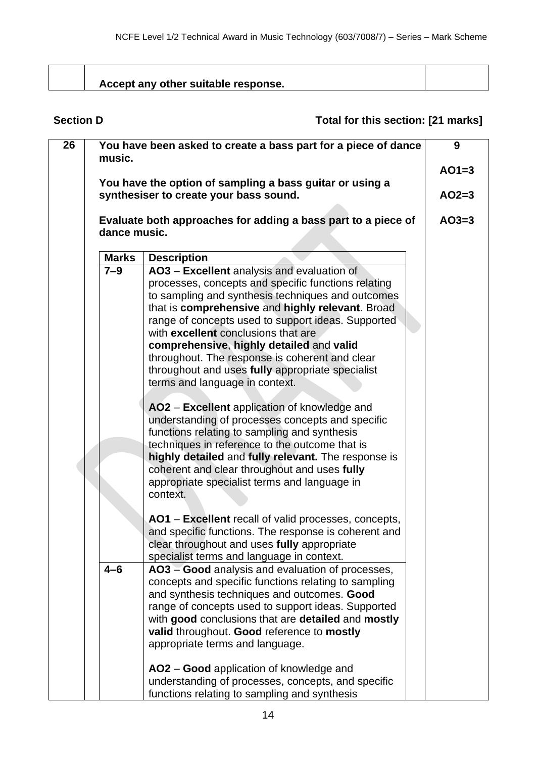| | Accept any other suitable response. | |
|---|---|---|

**Section D** **Total for this section: [21 marks]**

| 26 | You have been asked to create a bass part for a piece of dance music.<br><br>You have the option of sampling a bass guitar or using a synthesiser to create your bass sound.<br><br>Evaluate both approaches for adding a bass part to a piece of dance music. | 9<br><br>AO1=3<br><br>AO2=3<br><br>AO3=3 |
|---|---|---|

| Marks | Description |
|---|---|
| 7–9 | AO3 – **Excellent** analysis and evaluation of processes, concepts and specific functions relating to sampling and synthesis techniques and outcomes that is **comprehensive** and **highly relevant**. Broad range of concepts used to support ideas. Supported with **excellent** conclusions that are **comprehensive**, **highly detailed** and **valid** throughout. The response is coherent and clear throughout and uses **fully** appropriate specialist terms and language in context.<br><br>**AO2** – **Excellent** application of knowledge and understanding of processes concepts and specific functions relating to sampling and synthesis techniques in reference to the outcome that is **highly detailed** and **fully relevant.** The response is coherent and clear throughout and uses **fully** appropriate specialist terms and language in context.<br><br>**AO1** – **Excellent** recall of valid processes, concepts, and specific functions. The response is coherent and clear throughout and uses **fully** appropriate specialist terms and language in context. |
| 4–6 | **AO3** – **Good** analysis and evaluation of processes, concepts and specific functions relating to sampling and synthesis techniques and outcomes. **Good** range of concepts used to support ideas. Supported with **good** conclusions that are **detailed** and **mostly valid** throughout. **Good** reference to **mostly** appropriate terms and language.<br><br>**AO2** – **Good** application of knowledge and understanding of processes, concepts, and specific functions relating to sampling and synthesis |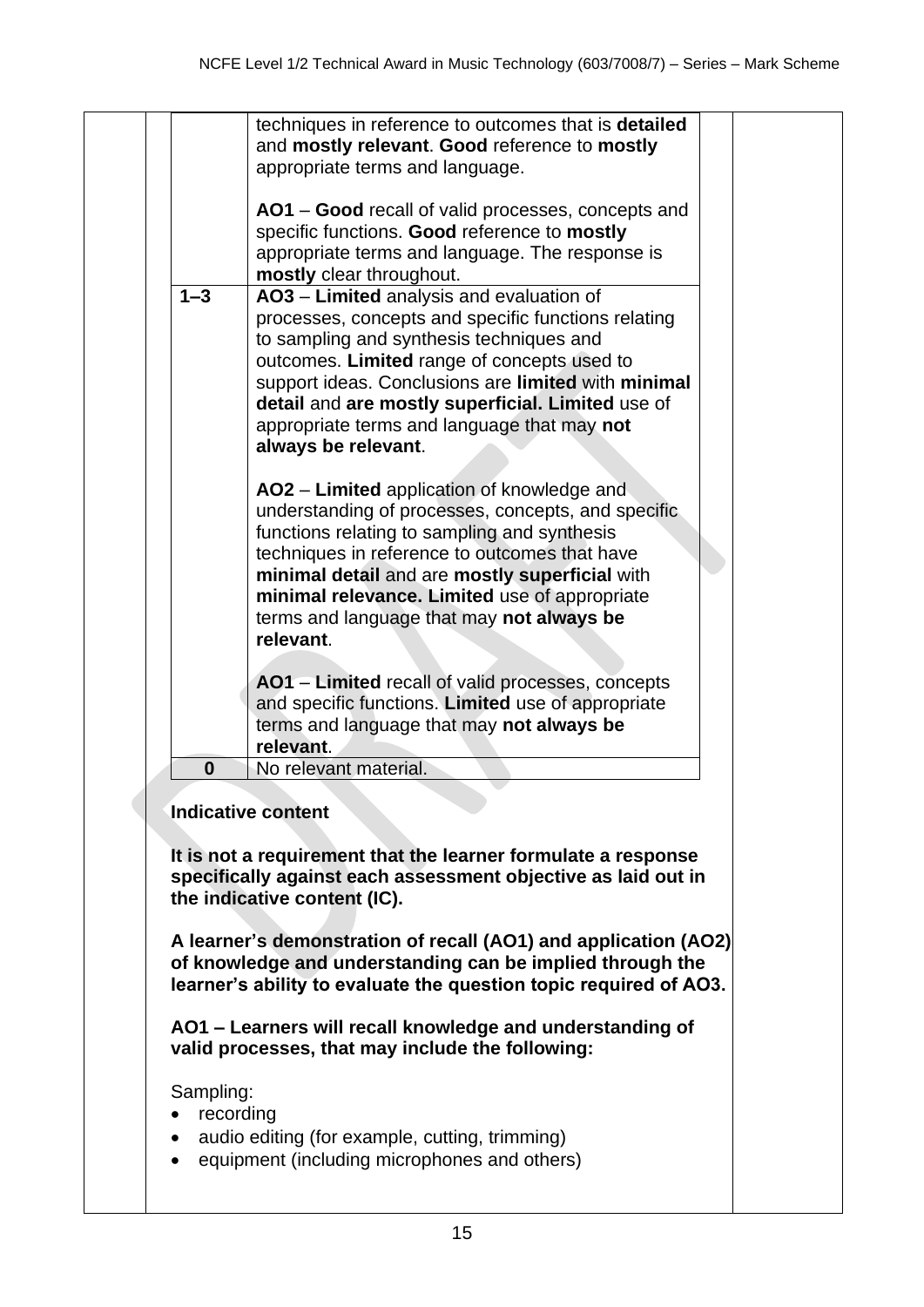| | |
|---|---|
| | techniques in reference to outcomes that is **detailed** and **mostly relevant**. **Good** reference to **mostly** appropriate terms and language.<br><br>**AO1** – **Good** recall of valid processes, concepts and specific functions. **Good** reference to **mostly** appropriate terms and language. The response is **mostly** clear throughout. |
| **1–3** | **AO3** – **Limited** analysis and evaluation of processes, concepts and specific functions relating to sampling and synthesis techniques and outcomes. **Limited** range of concepts used to support ideas. Conclusions are **limited** with **minimal detail** and **are mostly superficial. Limited** use of appropriate terms and language that may **not always be relevant**.<br><br>**AO2** – **Limited** application of knowledge and understanding of processes, concepts, and specific functions relating to sampling and synthesis techniques in reference to outcomes that have **minimal detail** and are **mostly superficial** with **minimal relevance. Limited** use of appropriate terms and language that may **not always be relevant**.<br><br>**AO1** – **Limited** recall of valid processes, concepts and specific functions. **Limited** use of appropriate terms and language that may **not always be relevant**. |
| **0** | No relevant material. |

**Indicative content**

**It is not a requirement that the learner formulate a response specifically against each assessment objective as laid out in the indicative content (IC).**

**A learner's demonstration of recall (AO1) and application (AO2) of knowledge and understanding can be implied through the learner's ability to evaluate the question topic required of AO3.**

**AO1 – Learners will recall knowledge and understanding of valid processes, that may include the following:**

Sampling:

- recording
- audio editing (for example, cutting, trimming)
- equipment (including microphones and others)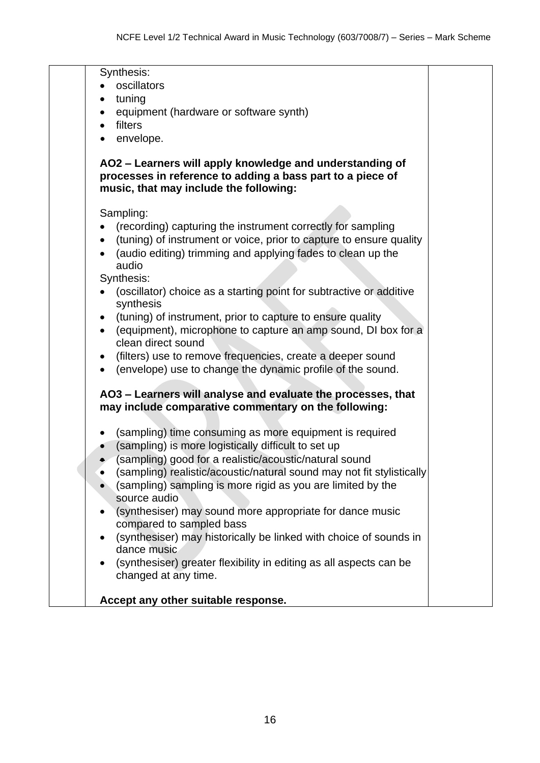| | Synthesis:<br>• oscillators<br>• tuning<br>• equipment (hardware or software synth)<br>• filters<br>• envelope.<br><br>**AO2 – Learners will apply knowledge and understanding of processes in reference to adding a bass part to a piece of music, that may include the following:**<br><br>Sampling:<br>• (recording) capturing the instrument correctly for sampling<br>• (tuning) of instrument or voice, prior to capture to ensure quality<br>• (audio editing) trimming and applying fades to clean up the audio<br>Synthesis:<br>• (oscillator) choice as a starting point for subtractive or additive synthesis<br>• (tuning) of instrument, prior to capture to ensure quality<br>• (equipment), microphone to capture an amp sound, DI box for a clean direct sound<br>• (filters) use to remove frequencies, create a deeper sound<br>• (envelope) use to change the dynamic profile of the sound.<br><br>**AO3 – Learners will analyse and evaluate the processes, that may include comparative commentary on the following:**<br><br>• (sampling) time consuming as more equipment is required<br>• (sampling) is more logistically difficult to set up<br>• (sampling) good for a realistic/acoustic/natural sound<br>• (sampling) realistic/acoustic/natural sound may not fit stylistically<br>• (sampling) sampling is more rigid as you are limited by the source audio<br>• (synthesiser) may sound more appropriate for dance music compared to sampled bass<br>• (synthesiser) may historically be linked with choice of sounds in dance music<br>• (synthesiser) greater flexibility in editing as all aspects can be changed at any time.<br><br>**Accept any other suitable response.** | |
|---|---|---|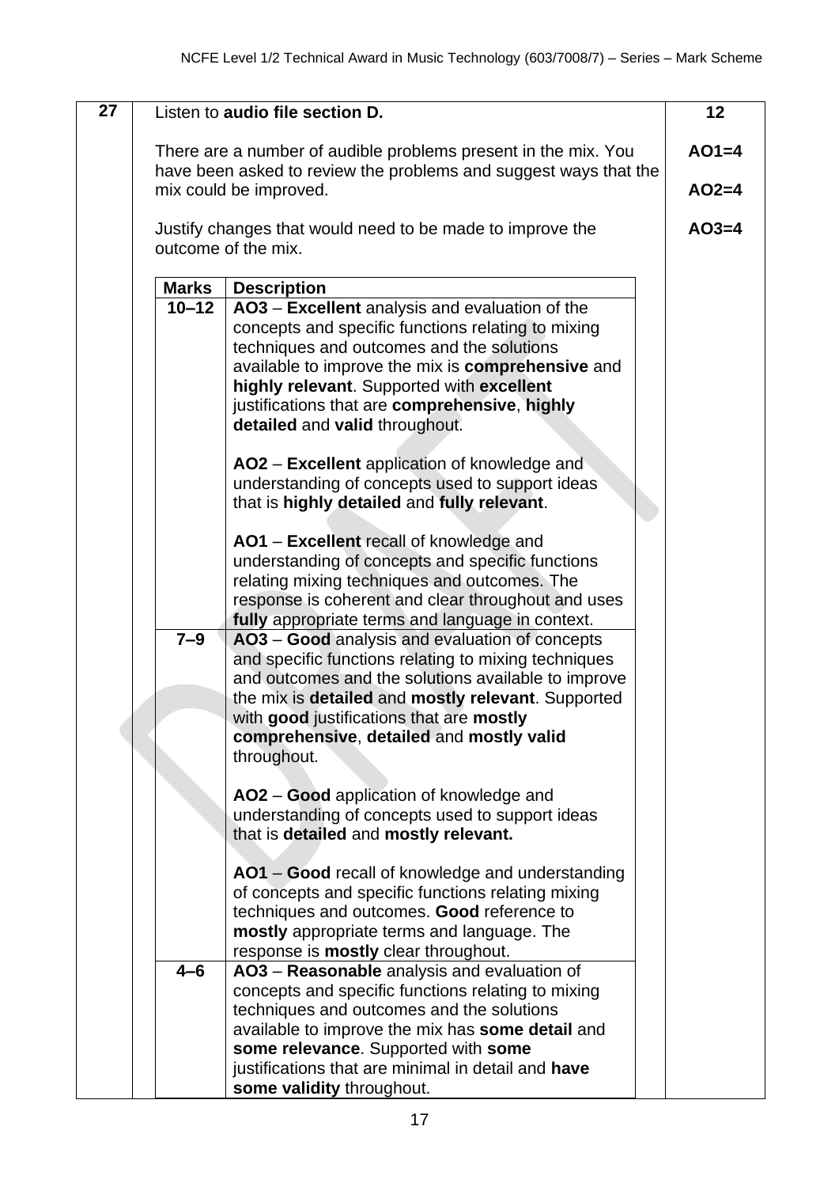| 27 | Listen to **audio file section D.** | 12 |
|---|---|---|
| | There are a number of audible problems present in the mix. You have been asked to review the problems and suggest ways that the mix could be improved. | AO1=4 |
| | | AO2=4 |
| | Justify changes that would need to be made to improve the outcome of the mix. | AO3=4 |

| Marks | Description |
|---|---|
| 10–12 | AO3 – **Excellent** analysis and evaluation of the concepts and specific functions relating to mixing techniques and outcomes and the solutions available to improve the mix is **comprehensive** and **highly relevant**. Supported with **excellent** justifications that are **comprehensive**, **highly detailed** and **valid** throughout.<br><br>**AO2** – **Excellent** application of knowledge and understanding of concepts used to support ideas that is **highly detailed** and **fully relevant**.<br><br>**AO1** – **Excellent** recall of knowledge and understanding of concepts and specific functions relating mixing techniques and outcomes. The response is coherent and clear throughout and uses **fully** appropriate terms and language in context. |
| 7–9 | **AO3** – **Good** analysis and evaluation of concepts and specific functions relating to mixing techniques and outcomes and the solutions available to improve the mix is **detailed** and **mostly relevant**. Supported with **good** justifications that are **mostly comprehensive**, **detailed** and **mostly valid** throughout.<br><br>**AO2** – **Good** application of knowledge and understanding of concepts used to support ideas that is **detailed** and **mostly relevant.**<br><br>**AO1** – **Good** recall of knowledge and understanding of concepts and specific functions relating mixing techniques and outcomes. **Good** reference to **mostly** appropriate terms and language. The response is **mostly** clear throughout. |
| 4–6 | **AO3** – **Reasonable** analysis and evaluation of concepts and specific functions relating to mixing techniques and outcomes and the solutions available to improve the mix has **some detail** and **some relevance**. Supported with **some** justifications that are minimal in detail and **have some validity** throughout. |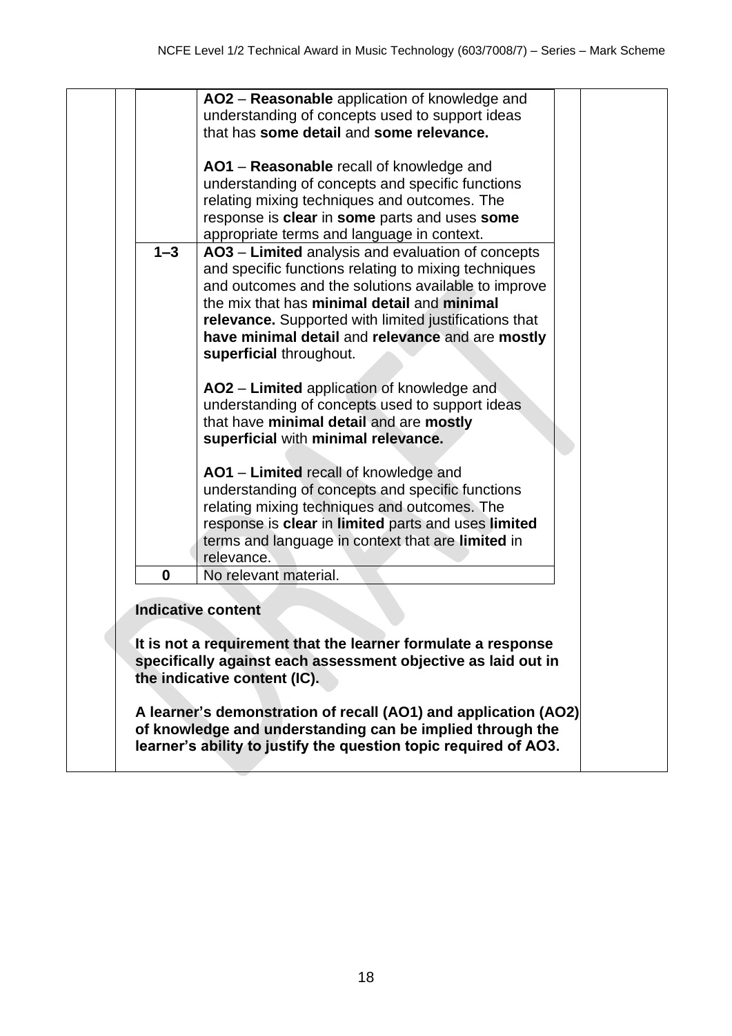| Marks | Description |
|---|---|
| | **AO2** – **Reasonable** application of knowledge and understanding of concepts used to support ideas that has **some detail** and **some relevance.**<br><br>**AO1** – **Reasonable** recall of knowledge and understanding of concepts and specific functions relating mixing techniques and outcomes. The response is **clear** in **some** parts and uses **some** appropriate terms and language in context. |
| **1–3** | **AO3** – **Limited** analysis and evaluation of concepts and specific functions relating to mixing techniques and outcomes and the solutions available to improve the mix that has **minimal detail** and **minimal relevance.** Supported with limited justifications that **have minimal detail** and **relevance** and are **mostly superficial** throughout.<br><br>**AO2** – **Limited** application of knowledge and understanding of concepts used to support ideas that have **minimal detail** and are **mostly superficial** with **minimal relevance.**<br><br>**AO1** – **Limited** recall of knowledge and understanding of concepts and specific functions relating mixing techniques and outcomes. The response is **clear** in **limited** parts and uses **limited** terms and language in context that are **limited** in relevance. |
| **0** | No relevant material. |

**Indicative content**

**It is not a requirement that the learner formulate a response specifically against each assessment objective as laid out in the indicative content (IC).**

**A learner's demonstration of recall (AO1) and application (AO2) of knowledge and understanding can be implied through the learner's ability to justify the question topic required of AO3.**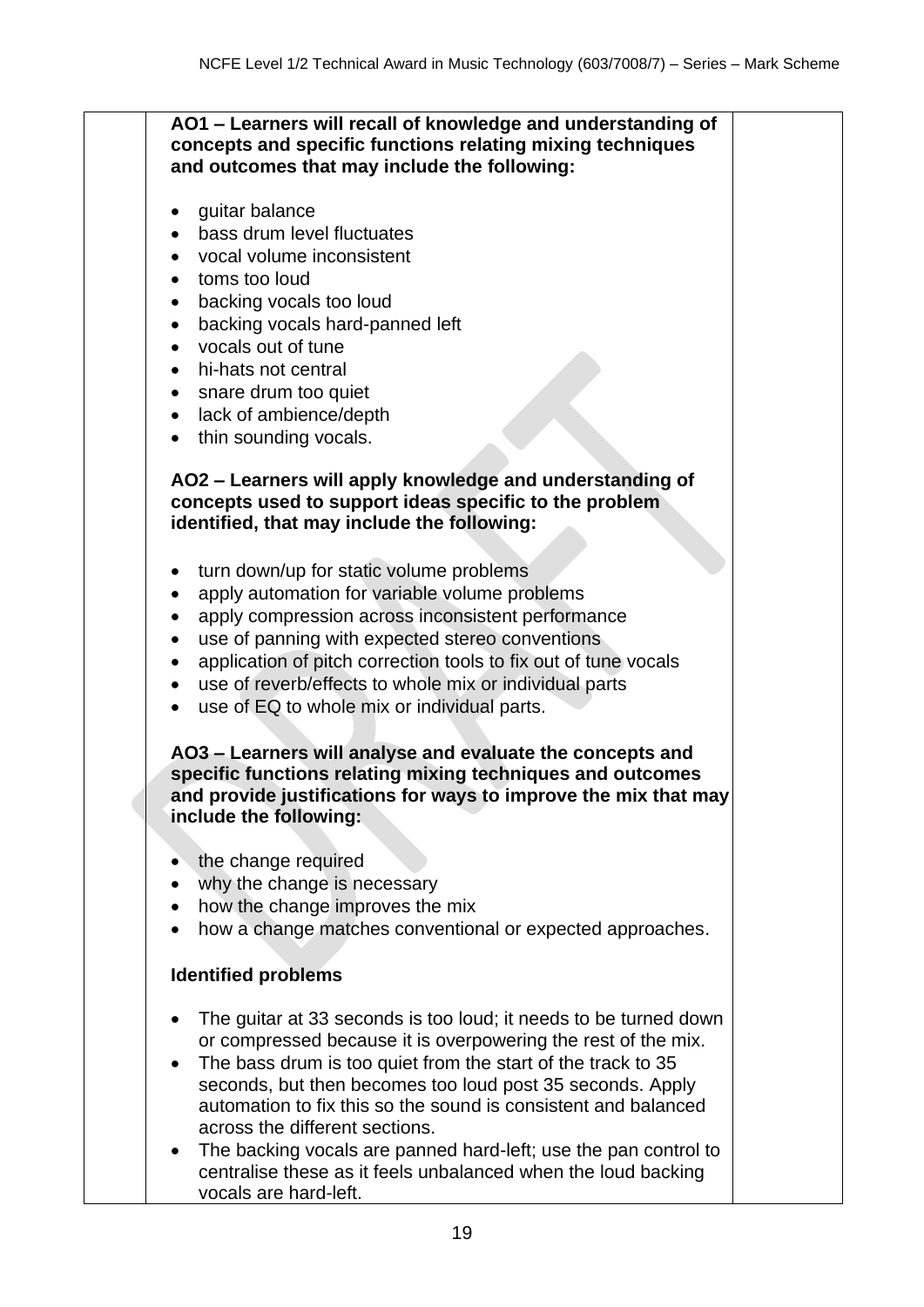**AO1 – Learners will recall of knowledge and understanding of concepts and specific functions relating mixing techniques and outcomes that may include the following:**

- guitar balance
- bass drum level fluctuates
- vocal volume inconsistent
- toms too loud
- backing vocals too loud
- backing vocals hard-panned left
- vocals out of tune
- hi-hats not central
- snare drum too quiet
- lack of ambience/depth
- thin sounding vocals.

**AO2 – Learners will apply knowledge and understanding of concepts used to support ideas specific to the problem identified, that may include the following:**

- turn down/up for static volume problems
- apply automation for variable volume problems
- apply compression across inconsistent performance
- use of panning with expected stereo conventions
- application of pitch correction tools to fix out of tune vocals
- use of reverb/effects to whole mix or individual parts
- use of EQ to whole mix or individual parts.

**AO3 – Learners will analyse and evaluate the concepts and specific functions relating mixing techniques and outcomes and provide justifications for ways to improve the mix that may include the following:**

- the change required
- why the change is necessary
- how the change improves the mix
- how a change matches conventional or expected approaches.

**Identified problems**

- The guitar at 33 seconds is too loud; it needs to be turned down or compressed because it is overpowering the rest of the mix.
- The bass drum is too quiet from the start of the track to 35 seconds, but then becomes too loud post 35 seconds. Apply automation to fix this so the sound is consistent and balanced across the different sections.
- The backing vocals are panned hard-left; use the pan control to centralise these as it feels unbalanced when the loud backing vocals are hard-left.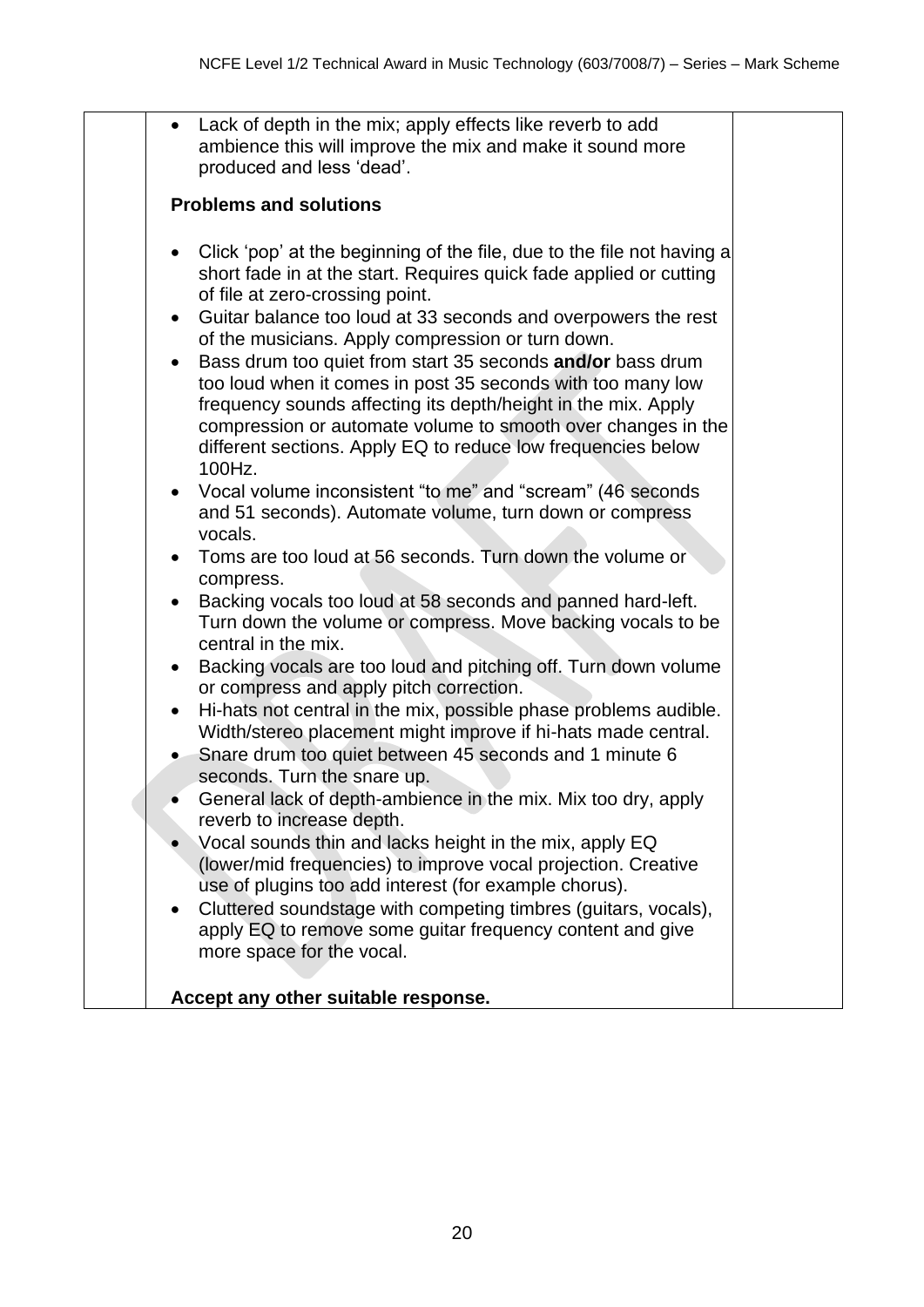- Lack of depth in the mix; apply effects like reverb to add ambience this will improve the mix and make it sound more produced and less 'dead'.

**Problems and solutions**

- Click 'pop' at the beginning of the file, due to the file not having a short fade in at the start. Requires quick fade applied or cutting of file at zero-crossing point.
- Guitar balance too loud at 33 seconds and overpowers the rest of the musicians. Apply compression or turn down.
- Bass drum too quiet from start 35 seconds **and/or** bass drum too loud when it comes in post 35 seconds with too many low frequency sounds affecting its depth/height in the mix. Apply compression or automate volume to smooth over changes in the different sections. Apply EQ to reduce low frequencies below 100Hz.
- Vocal volume inconsistent "to me" and "scream" (46 seconds and 51 seconds). Automate volume, turn down or compress vocals.
- Toms are too loud at 56 seconds. Turn down the volume or compress.
- Backing vocals too loud at 58 seconds and panned hard-left. Turn down the volume or compress. Move backing vocals to be central in the mix.
- Backing vocals are too loud and pitching off. Turn down volume or compress and apply pitch correction.
- Hi-hats not central in the mix, possible phase problems audible. Width/stereo placement might improve if hi-hats made central.
- Snare drum too quiet between 45 seconds and 1 minute 6 seconds. Turn the snare up.
- General lack of depth-ambience in the mix. Mix too dry, apply reverb to increase depth.
- Vocal sounds thin and lacks height in the mix, apply EQ (lower/mid frequencies) to improve vocal projection. Creative use of plugins too add interest (for example chorus).
- Cluttered soundstage with competing timbres (guitars, vocals), apply EQ to remove some guitar frequency content and give more space for the vocal.

**Accept any other suitable response.**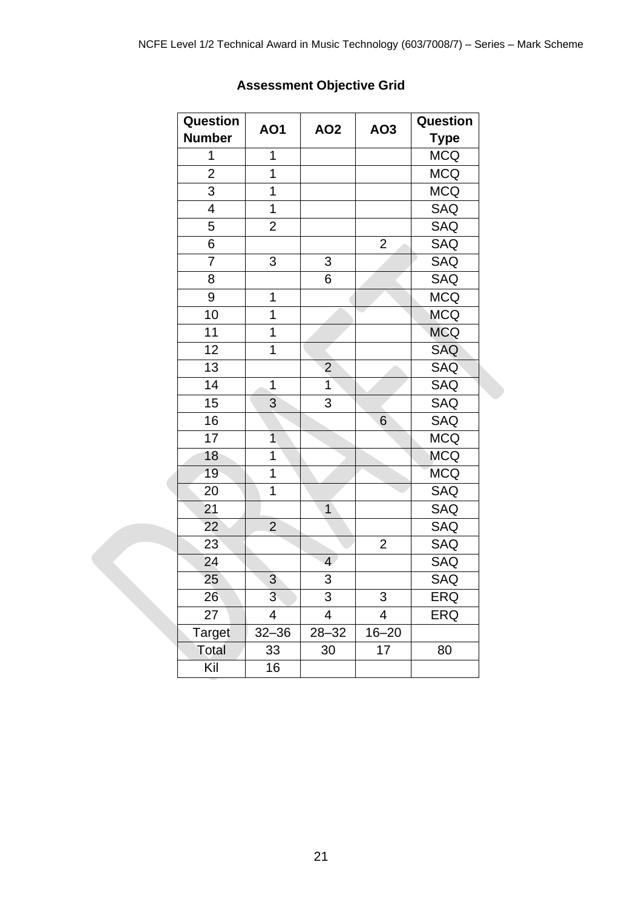## Assessment Objective Grid

| Question Number | AO1 | AO2 | AO3 | Question Type |
|---|---|---|---|---|
| 1 | 1 | | | MCQ |
| 2 | 1 | | | MCQ |
| 3 | 1 | | | MCQ |
| 4 | 1 | | | SAQ |
| 5 | 2 | | | SAQ |
| 6 | | | 2 | SAQ |
| 7 | 3 | 3 | | SAQ |
| 8 | | 6 | | SAQ |
| 9 | 1 | | | MCQ |
| 10 | 1 | | | MCQ |
| 11 | 1 | | | MCQ |
| 12 | 1 | | | SAQ |
| 13 | | 2 | | SAQ |
| 14 | 1 | 1 | | SAQ |
| 15 | 3 | 3 | | SAQ |
| 16 | | | 6 | SAQ |
| 17 | 1 | | | MCQ |
| 18 | 1 | | | MCQ |
| 19 | 1 | | | MCQ |
| 20 | 1 | | | SAQ |
| 21 | | 1 | | SAQ |
| 22 | 2 | | | SAQ |
| 23 | | | 2 | SAQ |
| 24 | | 4 | | SAQ |
| 25 | 3 | 3 | | SAQ |
| 26 | 3 | 3 | 3 | ERQ |
| 27 | 4 | 4 | 4 | ERQ |
| Target | 32–36 | 28–32 | 16–20 | |
| Total | 33 | 30 | 17 | 80 |
| Kil | 16 | | | |